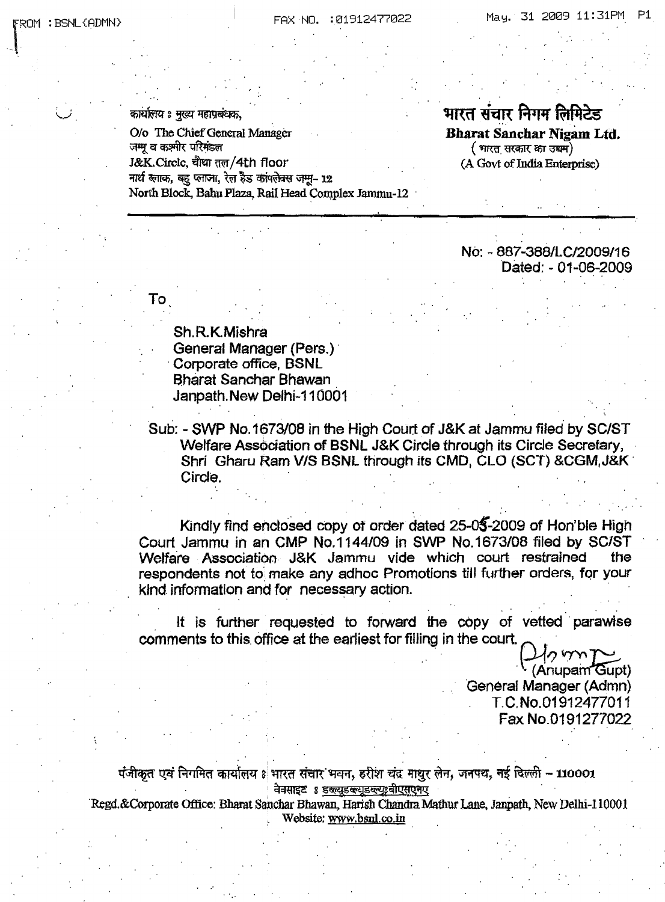FROM : BSNL(ADMN) FAX NO. :01912477022 May. 31 2009 11:31PM P1

कार्यालय : मुख्य महाप्रबंधक,
O/o The Chief General Manager
जम्मू व कश्मीर परिमंडल
J&K Circle, चौथा तल/4th floor
नार्थ ब्लाक, बहु प्लाजा, रेल हैड कांपलेक्स जम्मू- 12
North Block, Bahu Plaza, Rail Head Complex Jammu-12

**भारत संचार निगम लिमिटेड**
**Bharat Sanchar Nigam Ltd.**
(भारत सरकार का उद्यम)
(A Govt of India Enterprise)

---

No: - 887-388/LC/2009/16
Dated: - 01-06-2009

To

Sh.R.K.Mishra
General Manager (Pers.)
Corporate office, BSNL
Bharat Sanchar Bhawan
Janpath.New Delhi-110001

Sub: - SWP No.1673/08 in the High Court of J&K at Jammu filed by SC/ST Welfare Association of BSNL J&K Circle through its Circle Secretary, Shri Gharu Ram V/S BSNL through its CMD, CLO (SCT) &CGM,J&K Circle.

Kindly find enclosed copy of order dated 25-05-2009 of Hon'ble High Court Jammu in an CMP No.1144/09 in SWP No.1673/08 filed by SC/ST Welfare Association J&K Jammu vide which court restrained the respondents not to make any adhoc Promotions till further orders, for your kind information and for necessary action.

It is further requested to forward the copy of vetted parawise comments to this office at the earliest for filling in the court.

(Anupam Gupt)
General Manager (Admn)
T.C.No.01912477011
Fax No.0191277022

पंजीकृत एवं निगमित कार्यालय : भारत संचार भवन, हरीश चंद्र माथुर लेन, जनपथ, नई दिल्ली – 110001
वेबसाइट : डब्ल्यूडब्ल्यूडब्ल्यू.बीएसएनए
Regd.&Corporate Office: Bharat Sanchar Bhawan, Harish Chandra Mathur Lane, Janpath, New Delhi-110001
Website: www.bsnl.co.in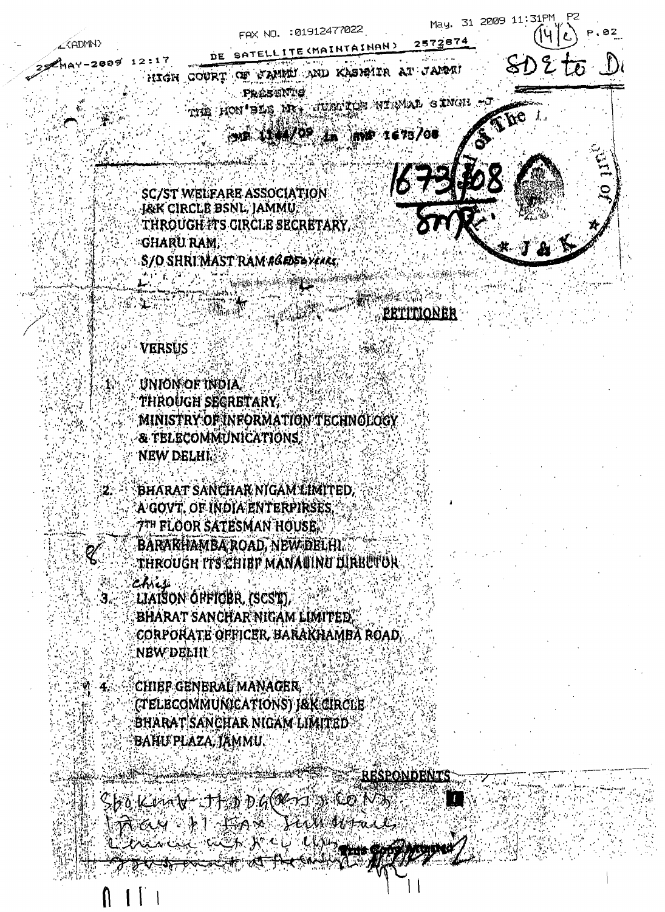HIGH COURT OF JAMMU AND KASHMIR AT JAMMU

PRESENTS

THE HON'BLE MR. JUSTICE NIRMAL SINGH -J

CMP 1144/09 in SWP 1673/08

1673/08 SWP

SC/ST WELFARE ASSOCIATION
J&K CIRCLE BSNL, JAMMU,
THROUGH ITS CIRCLE SECRETARY,
GHARU RAM,
S/O SHRI MAST RAM AGED 50 YEARS.

**PETITIONER**

**VERSUS**

1. UNION OF INDIA,
   THROUGH SECRETARY,
   MINISTRY OF INFORMATION TECHNOLOGY
   & TELECOMMUNICATIONS,
   NEW DELHI.

2. BHARAT SANCHAR NIGAM LIMITED,
   A GOVT. OF INDIA ENTERPIRSES,
   7TH FLOOR SATESMAN HOUSE,
   BARAKHAMBA ROAD, NEW DELHI.
   THROUGH ITS CHIEF MANAGING DIRECTOR

3. Chief LIAISON OFFICER, (SCST),
   BHARAT SANCHAR NIGAM LIMITED,
   CORPORATE OFFICER, BARAKHAMBA ROAD,
   NEW DELHI

4. CHIEF GENERAL MANAGER,
   (TELECOMMUNICATIONS) J&K CIRCLE
   BHARAT SANCHAR NIGAM LIMITED
   BAHU PLAZA, JAMMU.

**RESPONDENTS**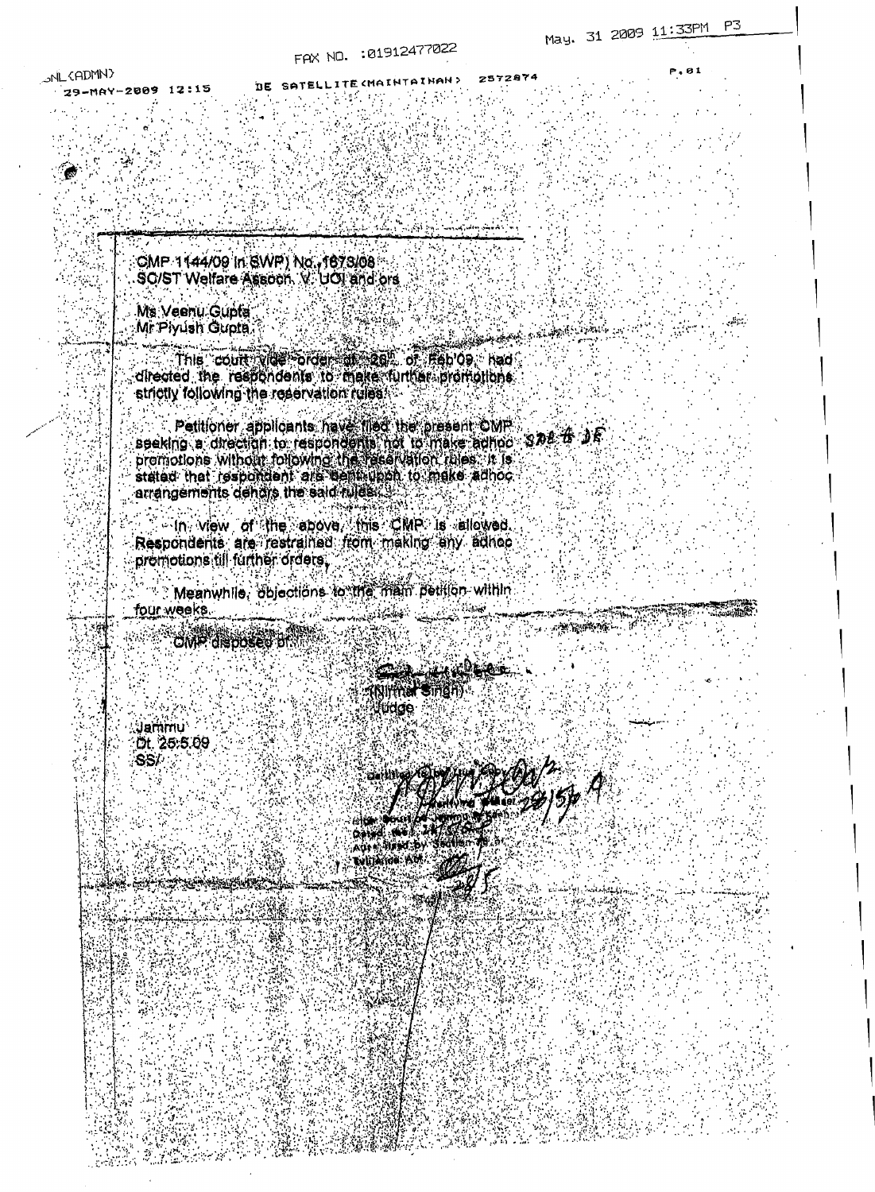CMP 1144/09 in SWP) No. 1673/08
SC/ST Welfare Assocn. V. UOI and ors

Ms Veenu Gupta
Mr Piyush Gupta

This court vide order dt. 26th of Feb'09 had directed the respondents to make further promotions strictly following the reservation rules.

Petitioner applicants have filed the present CMP seeking a direction to respondents not to make adhoc promotions without following the reservation rules. It is stated that respondent are bent upon to make adhoc arrangements dehors the said rules.

In view of the above, this CMP is allowed. Respondents are restrained from making any adhoc promotions till further orders.

Meanwhile, objections to the main petition within four weeks.

CMP disposed of.

(Nirmal Singh)
Judge

Jammu
Dt. 25.5.09
SS/

Certified to be true copy